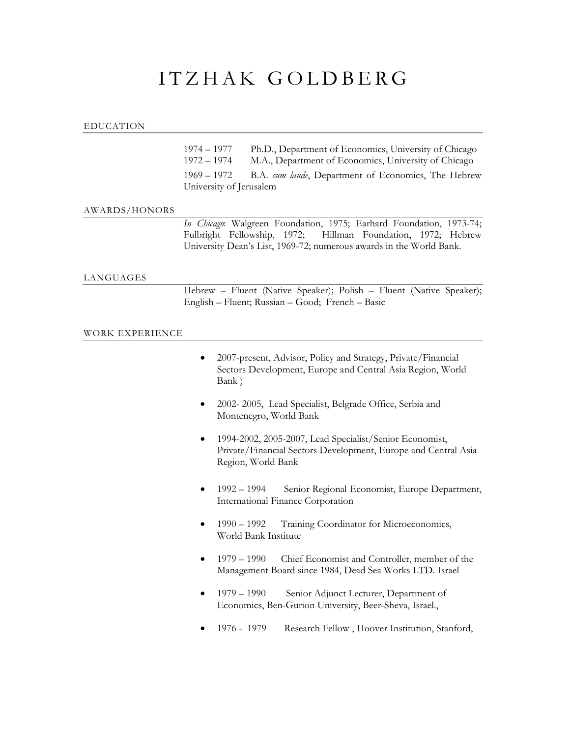# ITZHAK GOLDBERG

## EDUCATION

1974 – 1977 Ph.D., Department of Economics, University of Chicago
1972 – 1974 M.A., Department of Economics, University of Chicago

1969 – 1972 B.A. *cum laude*, Department of Economics, The Hebrew University of Jerusalem

## AWARDS/HONORS

*In Chicago*: Walgreen Foundation, 1975; Earhard Foundation, 1973-74; Fulbright Fellowship, 1972; Hillman Foundation, 1972; Hebrew University Dean's List, 1969-72; numerous awards in the World Bank.

## LANGUAGES

Hebrew – Fluent (Native Speaker); Polish – Fluent (Native Speaker); English – Fluent; Russian – Good; French – Basic

## WORK EXPERIENCE

- 2007-present, Advisor, Policy and Strategy, Private/Financial Sectors Development, Europe and Central Asia Region, World Bank )
- 2002- 2005, Lead Specialist, Belgrade Office, Serbia and Montenegro, World Bank
- 1994-2002, 2005-2007, Lead Specialist/Senior Economist, Private/Financial Sectors Development, Europe and Central Asia Region, World Bank
- 1992 – 1994 Senior Regional Economist, Europe Department, International Finance Corporation
- 1990 – 1992 Training Coordinator for Microeconomics, World Bank Institute
- 1979 – 1990 Chief Economist and Controller, member of the Management Board since 1984, Dead Sea Works LTD. Israel
- 1979 – 1990 Senior Adjunct Lecturer, Department of Economics, Ben-Gurion University, Beer-Sheva, Israel.,
- 1976 - 1979 Research Fellow , Hoover Institution, Stanford,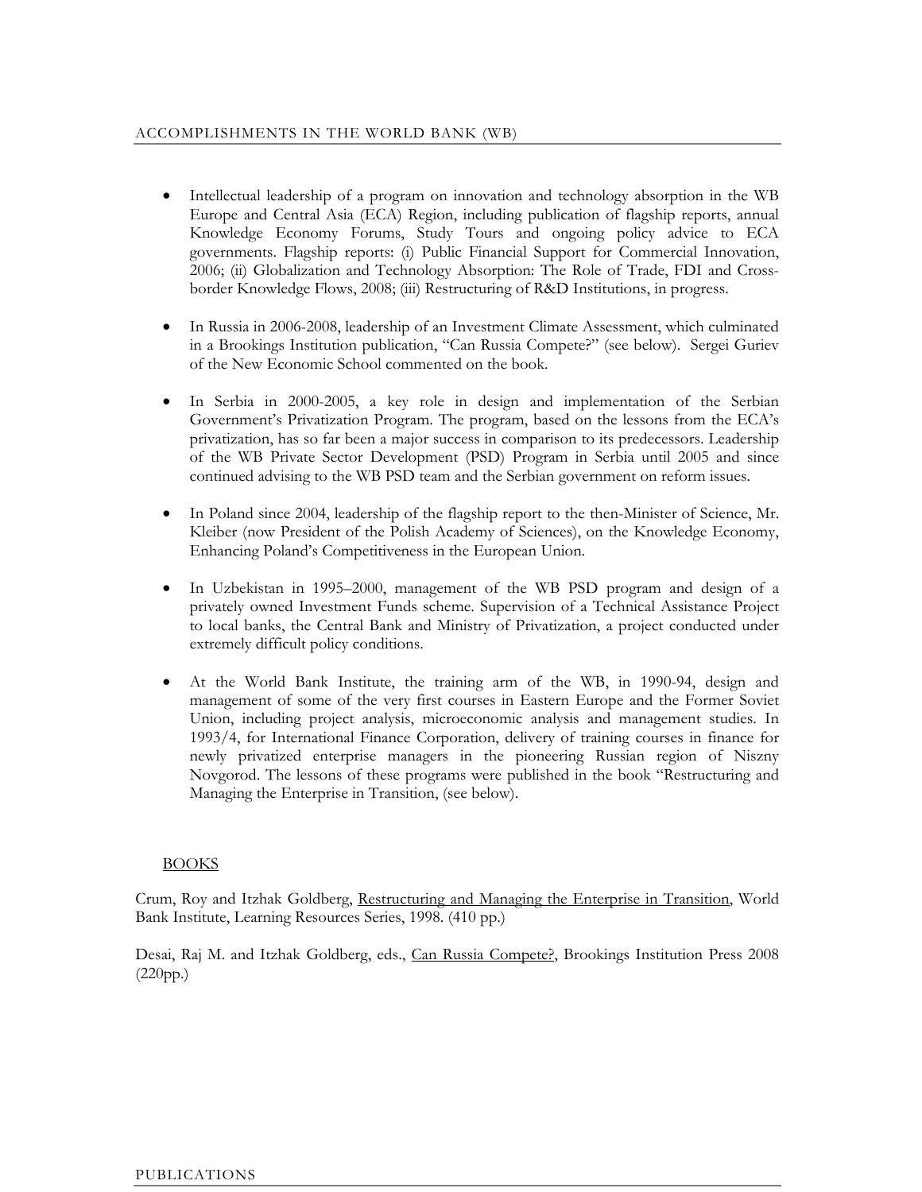## ACCOMPLISHMENTS IN THE WORLD BANK (WB)

- Intellectual leadership of a program on innovation and technology absorption in the WB Europe and Central Asia (ECA) Region, including publication of flagship reports, annual Knowledge Economy Forums, Study Tours and ongoing policy advice to ECA governments. Flagship reports: (i) Public Financial Support for Commercial Innovation, 2006; (ii) Globalization and Technology Absorption: The Role of Trade, FDI and Cross-border Knowledge Flows, 2008; (iii) Restructuring of R&D Institutions, in progress.

- In Russia in 2006-2008, leadership of an Investment Climate Assessment, which culminated in a Brookings Institution publication, "Can Russia Compete?" (see below). Sergei Guriev of the New Economic School commented on the book.

- In Serbia in 2000-2005, a key role in design and implementation of the Serbian Government's Privatization Program. The program, based on the lessons from the ECA's privatization, has so far been a major success in comparison to its predecessors. Leadership of the WB Private Sector Development (PSD) Program in Serbia until 2005 and since continued advising to the WB PSD team and the Serbian government on reform issues.

- In Poland since 2004, leadership of the flagship report to the then-Minister of Science, Mr. Kleiber (now President of the Polish Academy of Sciences), on the Knowledge Economy, Enhancing Poland's Competitiveness in the European Union.

- In Uzbekistan in 1995–2000, management of the WB PSD program and design of a privately owned Investment Funds scheme. Supervision of a Technical Assistance Project to local banks, the Central Bank and Ministry of Privatization, a project conducted under extremely difficult policy conditions.

- At the World Bank Institute, the training arm of the WB, in 1990-94, design and management of some of the very first courses in Eastern Europe and the Former Soviet Union, including project analysis, microeconomic analysis and management studies. In 1993/4, for International Finance Corporation, delivery of training courses in finance for newly privatized enterprise managers in the pioneering Russian region of Niszny Novgorod. The lessons of these programs were published in the book "Restructuring and Managing the Enterprise in Transition, (see below).

### BOOKS

Crum, Roy and Itzhak Goldberg, Restructuring and Managing the Enterprise in Transition, World Bank Institute, Learning Resources Series, 1998. (410 pp.)

Desai, Raj M. and Itzhak Goldberg, eds., Can Russia Compete?, Brookings Institution Press 2008 (220pp.)

## PUBLICATIONS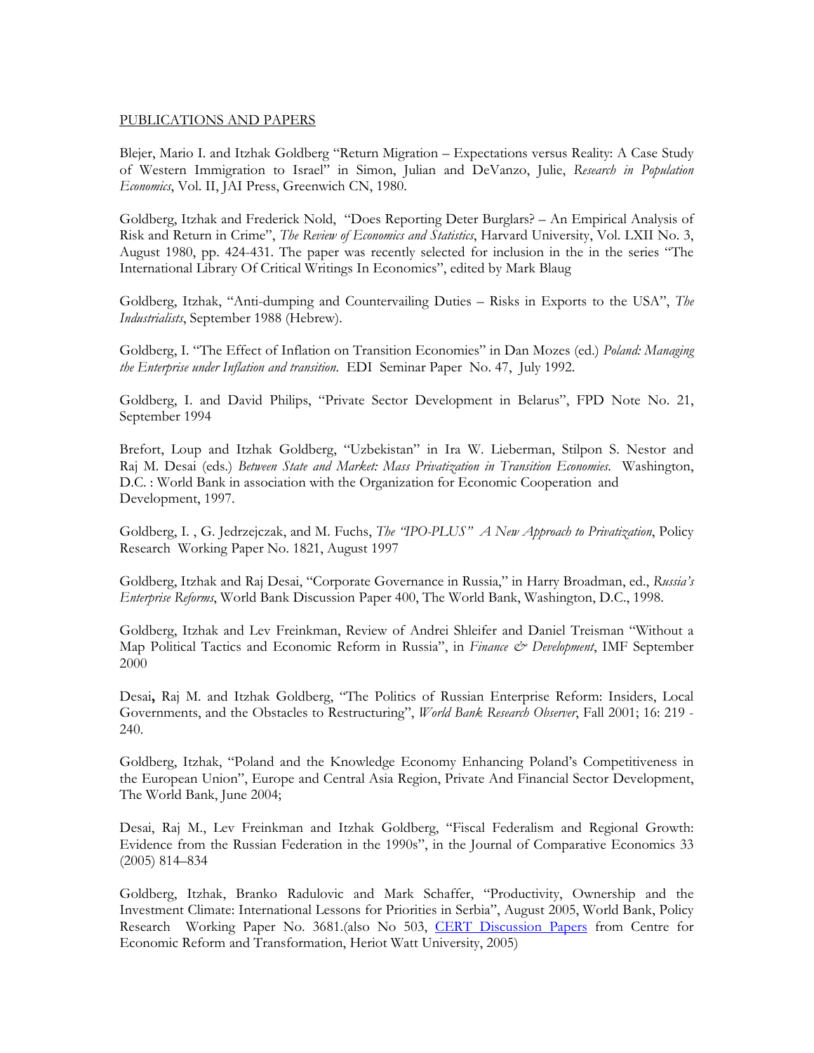PUBLICATIONS AND PAPERS

Blejer, Mario I. and Itzhak Goldberg "Return Migration – Expectations versus Reality: A Case Study of Western Immigration to Israel" in Simon, Julian and DeVanzo, Julie, *Research in Population Economics*, Vol. II, JAI Press, Greenwich CN, 1980.

Goldberg, Itzhak and Frederick Nold, "Does Reporting Deter Burglars? – An Empirical Analysis of Risk and Return in Crime", *The Review of Economics and Statistics*, Harvard University, Vol. LXII No. 3, August 1980, pp. 424-431. The paper was recently selected for inclusion in the in the series "The International Library Of Critical Writings In Economics", edited by Mark Blaug

Goldberg, Itzhak, "Anti-dumping and Countervailing Duties – Risks in Exports to the USA", *The Industrialists*, September 1988 (Hebrew).

Goldberg, I. "The Effect of Inflation on Transition Economies" in Dan Mozes (ed.) *Poland: Managing the Enterprise under Inflation and transition*. EDI Seminar Paper No. 47, July 1992.

Goldberg, I. and David Philips, "Private Sector Development in Belarus", FPD Note No. 21, September 1994

Brefort, Loup and Itzhak Goldberg, "Uzbekistan" in Ira W. Lieberman, Stilpon S. Nestor and Raj M. Desai (eds.) *Between State and Market: Mass Privatization in Transition Economies*. Washington, D.C. : World Bank in association with the Organization for Economic Cooperation and Development, 1997.

Goldberg, I. , G. Jedrzejczak, and M. Fuchs, *The "IPO-PLUS" A New Approach to Privatization*, Policy Research Working Paper No. 1821, August 1997

Goldberg, Itzhak and Raj Desai, "Corporate Governance in Russia," in Harry Broadman, ed., *Russia's Enterprise Reforms*, World Bank Discussion Paper 400, The World Bank, Washington, D.C., 1998.

Goldberg, Itzhak and Lev Freinkman, Review of Andrei Shleifer and Daniel Treisman "Without a Map Political Tactics and Economic Reform in Russia", in *Finance & Development*, IMF September 2000

Desai**,** Raj M. and Itzhak Goldberg, "The Politics of Russian Enterprise Reform: Insiders, Local Governments, and the Obstacles to Restructuring", *World Bank Research Observer*, Fall 2001; 16: 219 - 240.

Goldberg, Itzhak, "Poland and the Knowledge Economy Enhancing Poland's Competitiveness in the European Union", Europe and Central Asia Region, Private And Financial Sector Development, The World Bank, June 2004;

Desai, Raj M., Lev Freinkman and Itzhak Goldberg, "Fiscal Federalism and Regional Growth: Evidence from the Russian Federation in the 1990s", in the Journal of Comparative Economics 33 (2005) 814–834

Goldberg, Itzhak, Branko Radulovic and Mark Schaffer, "Productivity, Ownership and the Investment Climate: International Lessons for Priorities in Serbia", August 2005, World Bank, Policy Research Working Paper No. 3681.(also No 503, CERT Discussion Papers from Centre for Economic Reform and Transformation, Heriot Watt University, 2005)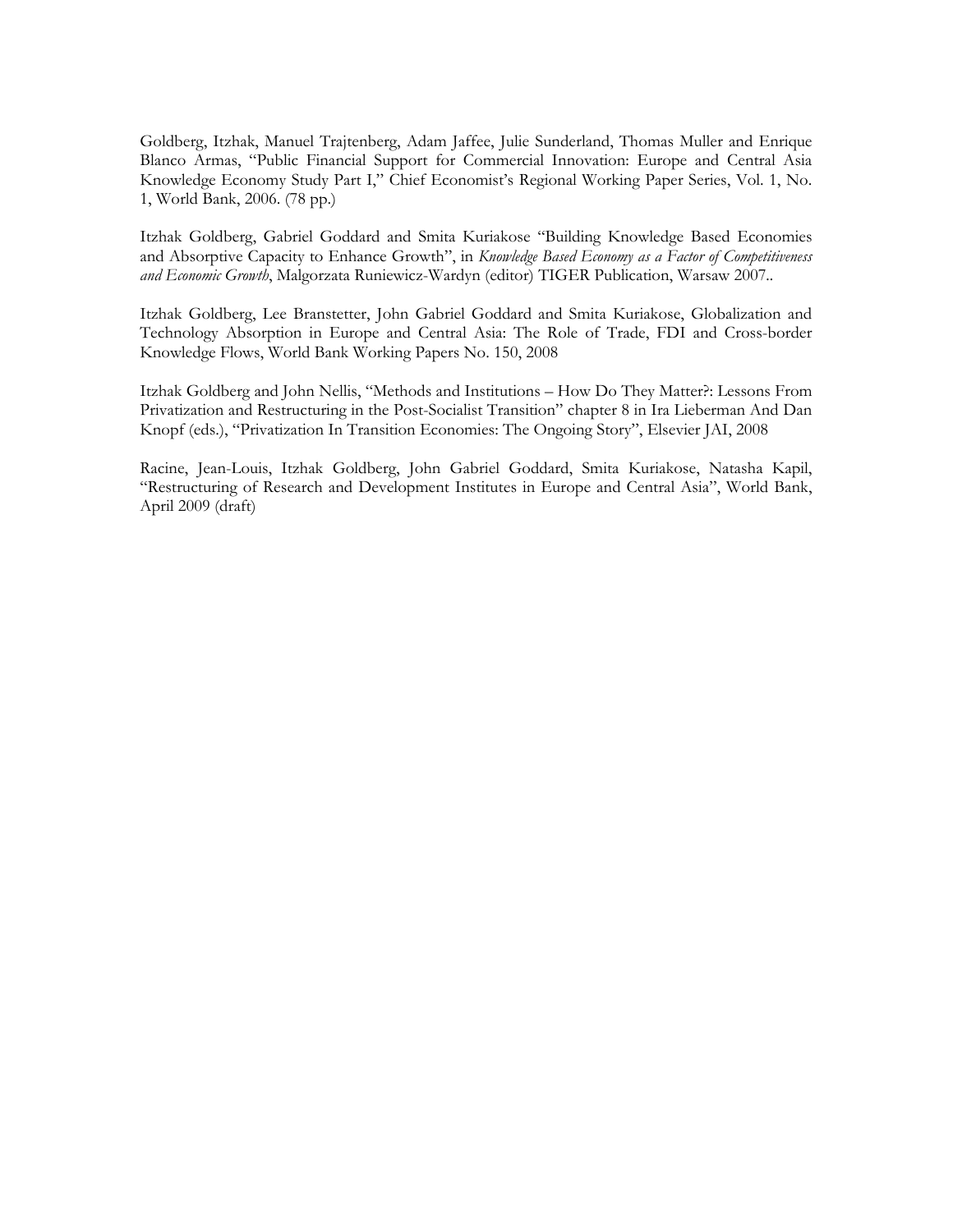Goldberg, Itzhak, Manuel Trajtenberg, Adam Jaffee, Julie Sunderland, Thomas Muller and Enrique Blanco Armas, "Public Financial Support for Commercial Innovation: Europe and Central Asia Knowledge Economy Study Part I," Chief Economist's Regional Working Paper Series, Vol. 1, No. 1, World Bank, 2006. (78 pp.)

Itzhak Goldberg, Gabriel Goddard and Smita Kuriakose "Building Knowledge Based Economies and Absorptive Capacity to Enhance Growth", in *Knowledge Based Economy as a Factor of Competitiveness and Economic Growth*, Malgorzata Runiewicz-Wardyn (editor) TIGER Publication, Warsaw 2007..

Itzhak Goldberg, Lee Branstetter, John Gabriel Goddard and Smita Kuriakose, Globalization and Technology Absorption in Europe and Central Asia: The Role of Trade, FDI and Cross-border Knowledge Flows, World Bank Working Papers No. 150, 2008

Itzhak Goldberg and John Nellis, "Methods and Institutions – How Do They Matter?: Lessons From Privatization and Restructuring in the Post-Socialist Transition" chapter 8 in Ira Lieberman And Dan Knopf (eds.), "Privatization In Transition Economies: The Ongoing Story", Elsevier JAI, 2008

Racine, Jean-Louis, Itzhak Goldberg, John Gabriel Goddard, Smita Kuriakose, Natasha Kapil, "Restructuring of Research and Development Institutes in Europe and Central Asia", World Bank, April 2009 (draft)